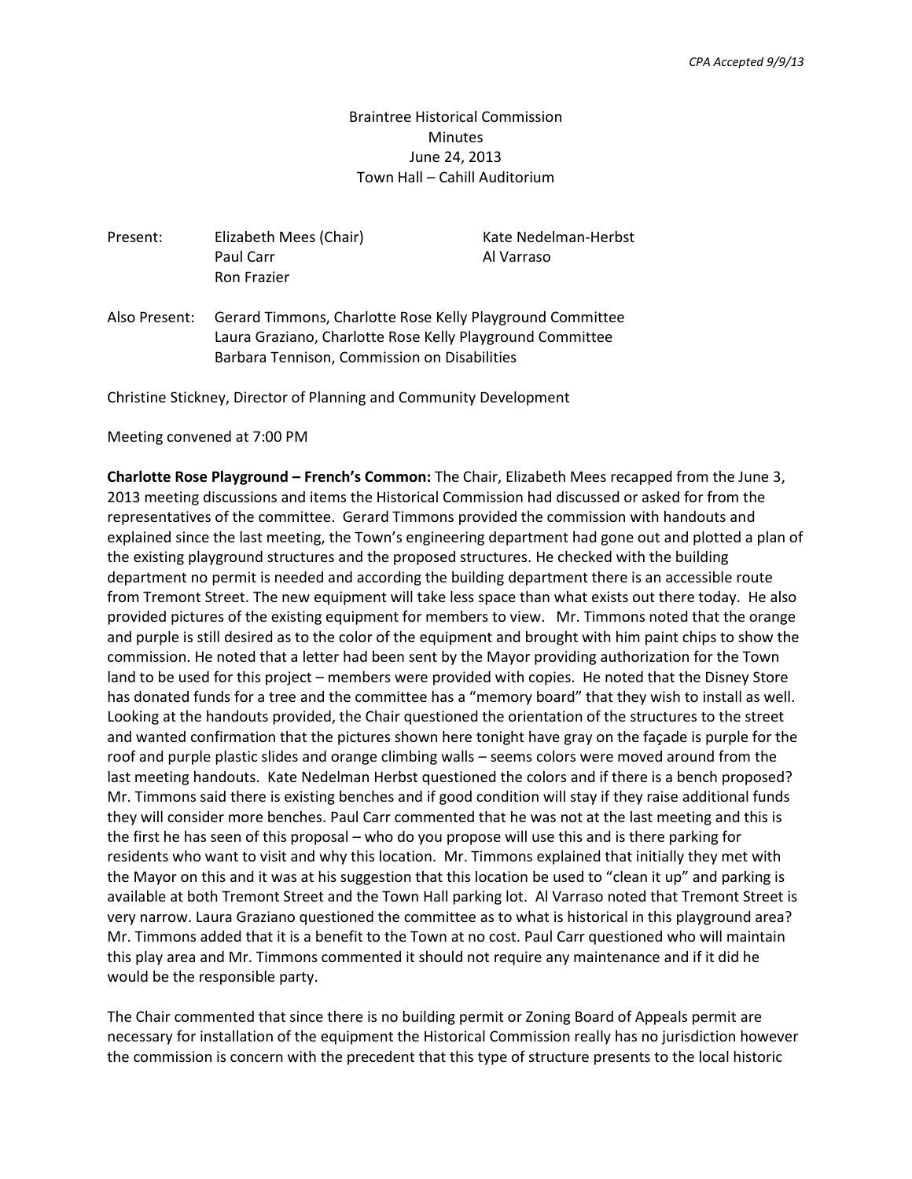*CPA Accepted 9/9/13*

Braintree Historical Commission
Minutes
June 24, 2013
Town Hall – Cahill Auditorium

| Present: | Elizabeth Mees (Chair) | Kate Nedelman-Herbst |
|---|---|---|
| | Paul Carr | Al Varraso |
| | Ron Frazier | |

Also Present: Gerard Timmons, Charlotte Rose Kelly Playground Committee
Laura Graziano, Charlotte Rose Kelly Playground Committee
Barbara Tennison, Commission on Disabilities

Christine Stickney, Director of Planning and Community Development

Meeting convened at 7:00 PM

**Charlotte Rose Playground – French's Common:** The Chair, Elizabeth Mees recapped from the June 3, 2013 meeting discussions and items the Historical Commission had discussed or asked for from the representatives of the committee. Gerard Timmons provided the commission with handouts and explained since the last meeting, the Town's engineering department had gone out and plotted a plan of the existing playground structures and the proposed structures. He checked with the building department no permit is needed and according the building department there is an accessible route from Tremont Street. The new equipment will take less space than what exists out there today. He also provided pictures of the existing equipment for members to view. Mr. Timmons noted that the orange and purple is still desired as to the color of the equipment and brought with him paint chips to show the commission. He noted that a letter had been sent by the Mayor providing authorization for the Town land to be used for this project – members were provided with copies. He noted that the Disney Store has donated funds for a tree and the committee has a "memory board" that they wish to install as well. Looking at the handouts provided, the Chair questioned the orientation of the structures to the street and wanted confirmation that the pictures shown here tonight have gray on the façade is purple for the roof and purple plastic slides and orange climbing walls – seems colors were moved around from the last meeting handouts. Kate Nedelman Herbst questioned the colors and if there is a bench proposed? Mr. Timmons said there is existing benches and if good condition will stay if they raise additional funds they will consider more benches. Paul Carr commented that he was not at the last meeting and this is the first he has seen of this proposal – who do you propose will use this and is there parking for residents who want to visit and why this location. Mr. Timmons explained that initially they met with the Mayor on this and it was at his suggestion that this location be used to "clean it up" and parking is available at both Tremont Street and the Town Hall parking lot. Al Varraso noted that Tremont Street is very narrow. Laura Graziano questioned the committee as to what is historical in this playground area? Mr. Timmons added that it is a benefit to the Town at no cost. Paul Carr questioned who will maintain this play area and Mr. Timmons commented it should not require any maintenance and if it did he would be the responsible party.

The Chair commented that since there is no building permit or Zoning Board of Appeals permit are necessary for installation of the equipment the Historical Commission really has no jurisdiction however the commission is concern with the precedent that this type of structure presents to the local historic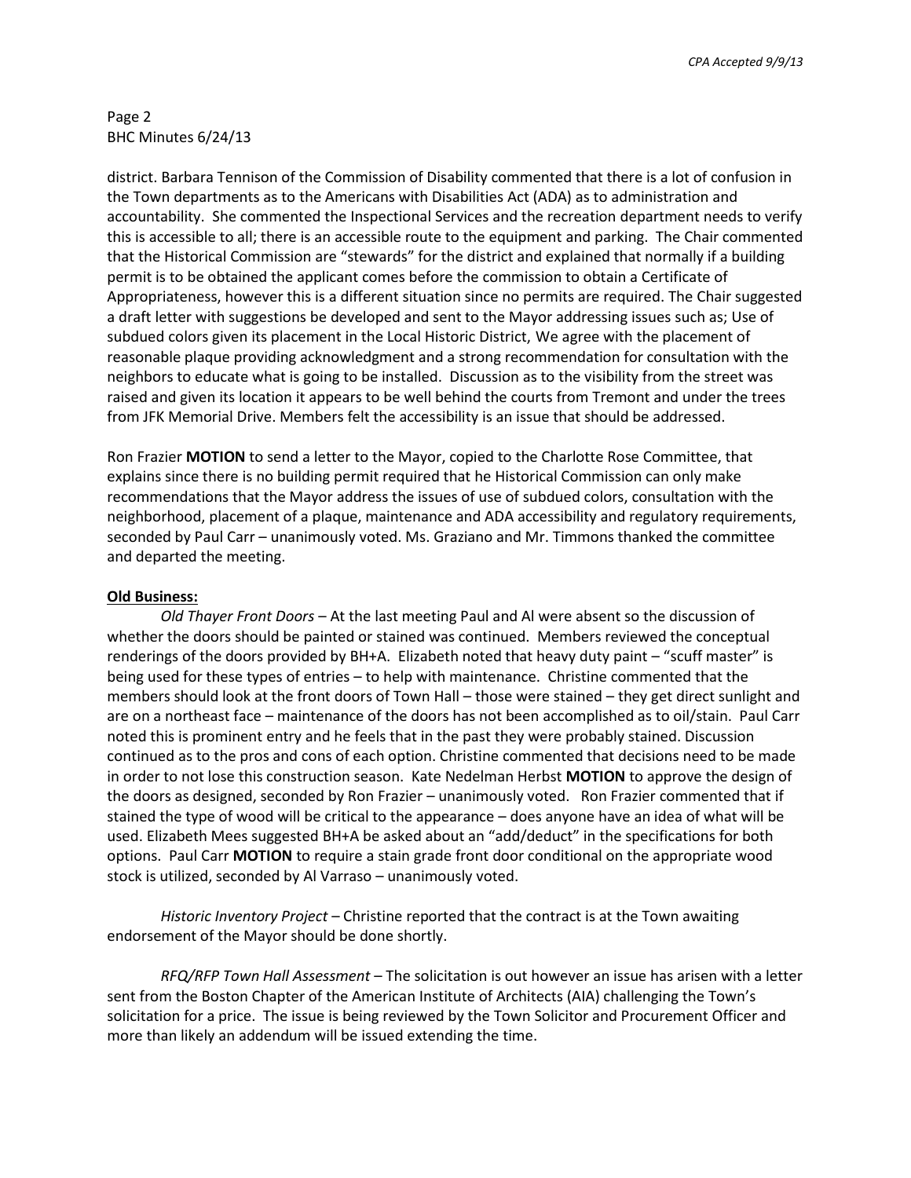district. Barbara Tennison of the Commission of Disability commented that there is a lot of confusion in the Town departments as to the Americans with Disabilities Act (ADA) as to administration and accountability. She commented the Inspectional Services and the recreation department needs to verify this is accessible to all; there is an accessible route to the equipment and parking. The Chair commented that the Historical Commission are "stewards" for the district and explained that normally if a building permit is to be obtained the applicant comes before the commission to obtain a Certificate of Appropriateness, however this is a different situation since no permits are required. The Chair suggested a draft letter with suggestions be developed and sent to the Mayor addressing issues such as; Use of subdued colors given its placement in the Local Historic District, We agree with the placement of reasonable plaque providing acknowledgment and a strong recommendation for consultation with the neighbors to educate what is going to be installed. Discussion as to the visibility from the street was raised and given its location it appears to be well behind the courts from Tremont and under the trees from JFK Memorial Drive. Members felt the accessibility is an issue that should be addressed.

Ron Frazier **MOTION** to send a letter to the Mayor, copied to the Charlotte Rose Committee, that explains since there is no building permit required that he Historical Commission can only make recommendations that the Mayor address the issues of use of subdued colors, consultation with the neighborhood, placement of a plaque, maintenance and ADA accessibility and regulatory requirements, seconded by Paul Carr – unanimously voted. Ms. Graziano and Mr. Timmons thanked the committee and departed the meeting.

**Old Business:**

*Old Thayer Front Doors* – At the last meeting Paul and Al were absent so the discussion of whether the doors should be painted or stained was continued. Members reviewed the conceptual renderings of the doors provided by BH+A. Elizabeth noted that heavy duty paint – "scuff master" is being used for these types of entries – to help with maintenance. Christine commented that the members should look at the front doors of Town Hall – those were stained – they get direct sunlight and are on a northeast face – maintenance of the doors has not been accomplished as to oil/stain. Paul Carr noted this is prominent entry and he feels that in the past they were probably stained. Discussion continued as to the pros and cons of each option. Christine commented that decisions need to be made in order to not lose this construction season. Kate Nedelman Herbst **MOTION** to approve the design of the doors as designed, seconded by Ron Frazier – unanimously voted. Ron Frazier commented that if stained the type of wood will be critical to the appearance – does anyone have an idea of what will be used. Elizabeth Mees suggested BH+A be asked about an "add/deduct" in the specifications for both options. Paul Carr **MOTION** to require a stain grade front door conditional on the appropriate wood stock is utilized, seconded by Al Varraso – unanimously voted.

*Historic Inventory Project* – Christine reported that the contract is at the Town awaiting endorsement of the Mayor should be done shortly.

*RFQ/RFP Town Hall Assessment* – The solicitation is out however an issue has arisen with a letter sent from the Boston Chapter of the American Institute of Architects (AIA) challenging the Town's solicitation for a price. The issue is being reviewed by the Town Solicitor and Procurement Officer and more than likely an addendum will be issued extending the time.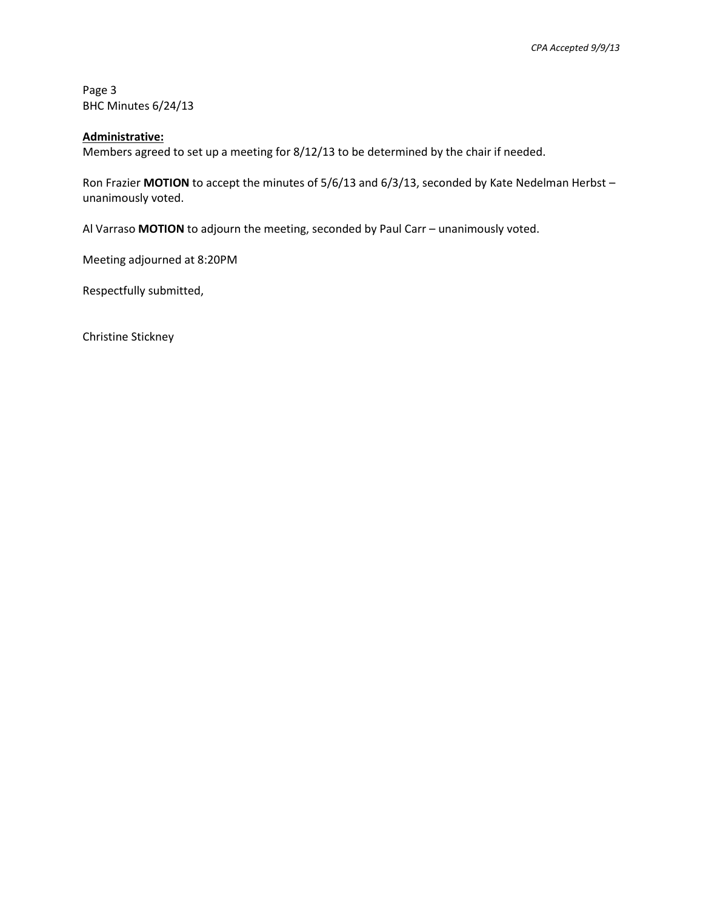**Administrative:**

Members agreed to set up a meeting for 8/12/13 to be determined by the chair if needed.

Ron Frazier **MOTION** to accept the minutes of 5/6/13 and 6/3/13, seconded by Kate Nedelman Herbst – unanimously voted.

Al Varraso **MOTION** to adjourn the meeting, seconded by Paul Carr – unanimously voted.

Meeting adjourned at 8:20PM

Respectfully submitted,

Christine Stickney